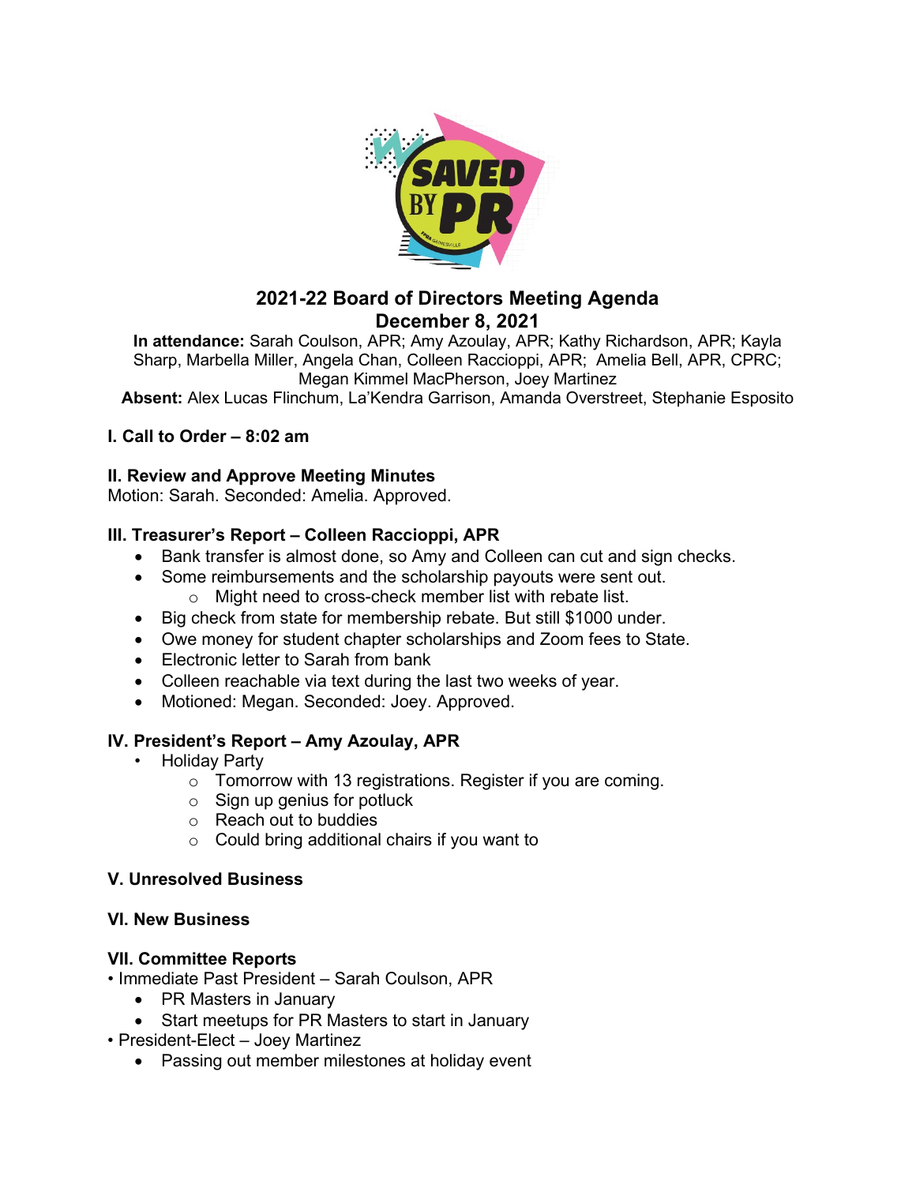# 2021-22 Board of Directors Meeting Agenda
## December 8, 2021

**In attendance:** Sarah Coulson, APR; Amy Azoulay, APR; Kathy Richardson, APR; Kayla Sharp, Marbella Miller, Angela Chan, Colleen Raccioppi, APR; Amelia Bell, APR, CPRC; Megan Kimmel MacPherson, Joey Martinez

**Absent:** Alex Lucas Flinchum, La'Kendra Garrison, Amanda Overstreet, Stephanie Esposito

### I. Call to Order – 8:02 am

### II. Review and Approve Meeting Minutes

Motion: Sarah. Seconded: Amelia. Approved.

### III. Treasurer's Report – Colleen Raccioppi, APR

- Bank transfer is almost done, so Amy and Colleen can cut and sign checks.
- Some reimbursements and the scholarship payouts were sent out.
  - Might need to cross-check member list with rebate list.
- Big check from state for membership rebate. But still $1000 under.
- Owe money for student chapter scholarships and Zoom fees to State.
- Electronic letter to Sarah from bank
- Colleen reachable via text during the last two weeks of year.
- Motioned: Megan. Seconded: Joey. Approved.

### IV. President's Report – Amy Azoulay, APR

- Holiday Party
  - Tomorrow with 13 registrations. Register if you are coming.
  - Sign up genius for potluck
  - Reach out to buddies
  - Could bring additional chairs if you want to

### V. Unresolved Business

### VI. New Business

### VII. Committee Reports

- Immediate Past President – Sarah Coulson, APR
  - PR Masters in January
  - Start meetups for PR Masters to start in January
- President-Elect – Joey Martinez
  - Passing out member milestones at holiday event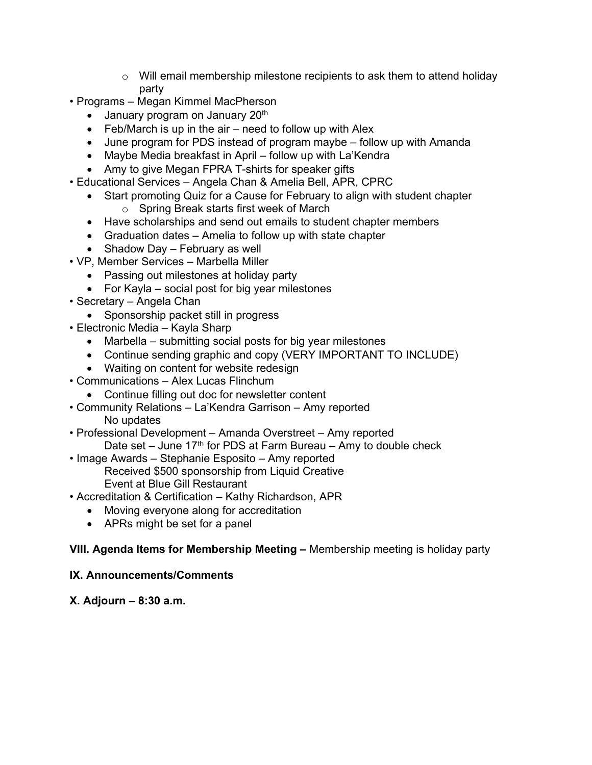- Will email membership milestone recipients to ask them to attend holiday party

- Programs – Megan Kimmel MacPherson
  - January program on January 20th
  - Feb/March is up in the air – need to follow up with Alex
  - June program for PDS instead of program maybe – follow up with Amanda
  - Maybe Media breakfast in April – follow up with La'Kendra
  - Amy to give Megan FPRA T-shirts for speaker gifts
- Educational Services – Angela Chan & Amelia Bell, APR, CPRC
  - Start promoting Quiz for a Cause for February to align with student chapter
    - Spring Break starts first week of March
  - Have scholarships and send out emails to student chapter members
  - Graduation dates – Amelia to follow up with state chapter
  - Shadow Day – February as well
- VP, Member Services – Marbella Miller
  - Passing out milestones at holiday party
  - For Kayla – social post for big year milestones
- Secretary – Angela Chan
  - Sponsorship packet still in progress
- Electronic Media – Kayla Sharp
  - Marbella – submitting social posts for big year milestones
  - Continue sending graphic and copy (VERY IMPORTANT TO INCLUDE)
  - Waiting on content for website redesign
- Communications – Alex Lucas Flinchum
  - Continue filling out doc for newsletter content
- Community Relations – La'Kendra Garrison – Amy reported

  No updates
- Professional Development – Amanda Overstreet – Amy reported

  Date set – June 17th for PDS at Farm Bureau – Amy to double check
- Image Awards – Stephanie Esposito – Amy reported

  Received $500 sponsorship from Liquid Creative

  Event at Blue Gill Restaurant
- Accreditation & Certification – Kathy Richardson, APR
  - Moving everyone along for accreditation
  - APRs might be set for a panel

**VIII. Agenda Items for Membership Meeting –** Membership meeting is holiday party

**IX. Announcements/Comments**

**X. Adjourn – 8:30 a.m.**